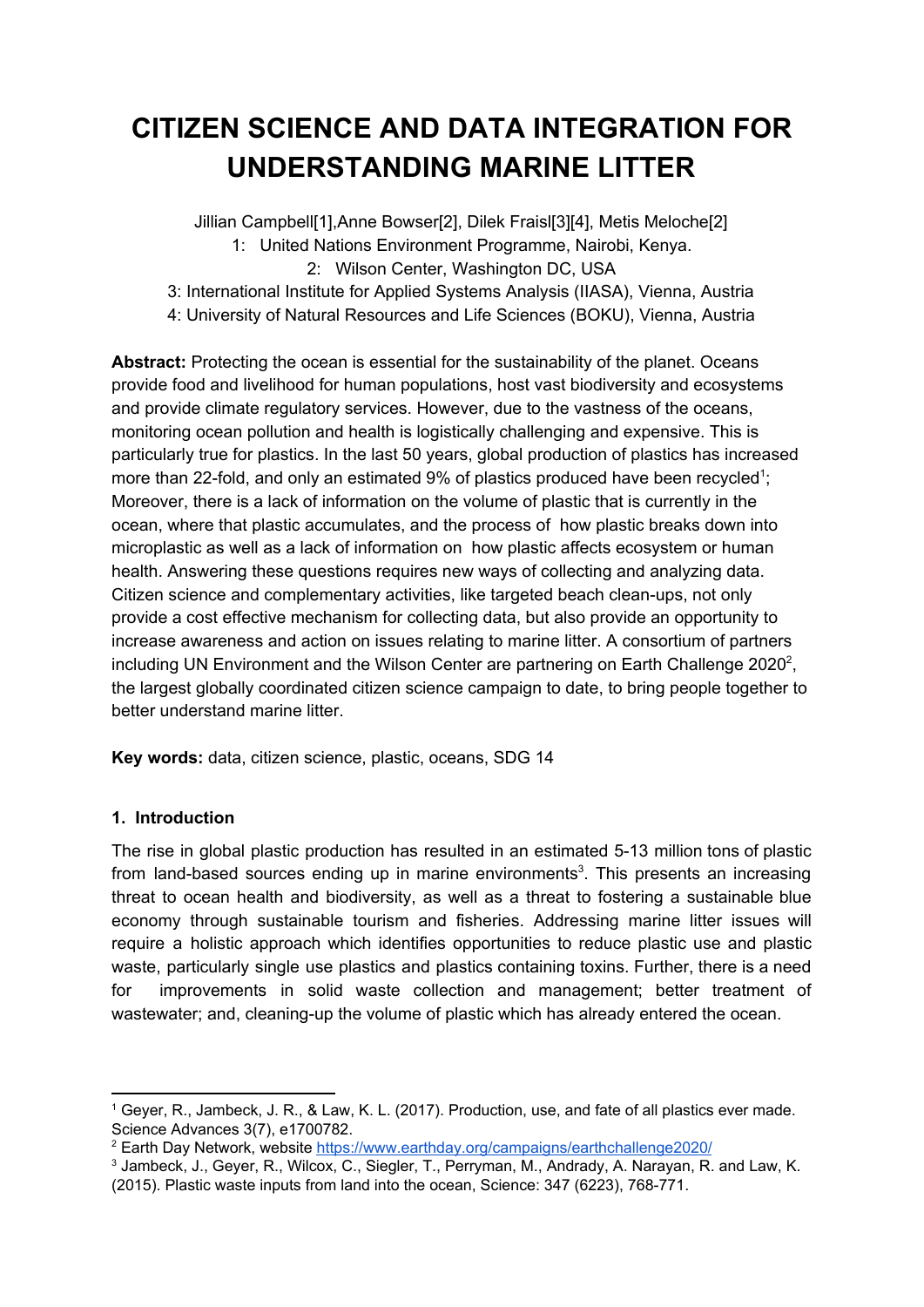# CITIZEN SCIENCE AND DATA INTEGRATION FOR UNDERSTANDING MARINE LITTER

Jillian Campbell[1],Anne Bowser[2], Dilek Fraisl[3][4], Metis Meloche[2]

1: United Nations Environment Programme, Nairobi, Kenya.

2: Wilson Center, Washington DC, USA

3: International Institute for Applied Systems Analysis (IIASA), Vienna, Austria

4: University of Natural Resources and Life Sciences (BOKU), Vienna, Austria

**Abstract:** Protecting the ocean is essential for the sustainability of the planet. Oceans provide food and livelihood for human populations, host vast biodiversity and ecosystems and provide climate regulatory services. However, due to the vastness of the oceans, monitoring ocean pollution and health is logistically challenging and expensive. This is particularly true for plastics. In the last 50 years, global production of plastics has increased more than 22-fold, and only an estimated 9% of plastics produced have been recycled[1]; Moreover, there is a lack of information on the volume of plastic that is currently in the ocean, where that plastic accumulates, and the process of how plastic breaks down into microplastic as well as a lack of information on how plastic affects ecosystem or human health. Answering these questions requires new ways of collecting and analyzing data. Citizen science and complementary activities, like targeted beach clean-ups, not only provide a cost effective mechanism for collecting data, but also provide an opportunity to increase awareness and action on issues relating to marine litter. A consortium of partners including UN Environment and the Wilson Center are partnering on Earth Challenge 2020[2], the largest globally coordinated citizen science campaign to date, to bring people together to better understand marine litter.

**Key words:** data, citizen science, plastic, oceans, SDG 14

## 1. Introduction

The rise in global plastic production has resulted in an estimated 5-13 million tons of plastic from land-based sources ending up in marine environments[3]. This presents an increasing threat to ocean health and biodiversity, as well as a threat to fostering a sustainable blue economy through sustainable tourism and fisheries. Addressing marine litter issues will require a holistic approach which identifies opportunities to reduce plastic use and plastic waste, particularly single use plastics and plastics containing toxins. Further, there is a need for improvements in solid waste collection and management; better treatment of wastewater; and, cleaning-up the volume of plastic which has already entered the ocean.

---

[1] Geyer, R., Jambeck, J. R., & Law, K. L. (2017). Production, use, and fate of all plastics ever made. Science Advances 3(7), e1700782.

[2] Earth Day Network, website https://www.earthday.org/campaigns/earthchallenge2020/

[3] Jambeck, J., Geyer, R., Wilcox, C., Siegler, T., Perryman, M., Andrady, A. Narayan, R. and Law, K. (2015). Plastic waste inputs from land into the ocean, Science: 347 (6223), 768-771.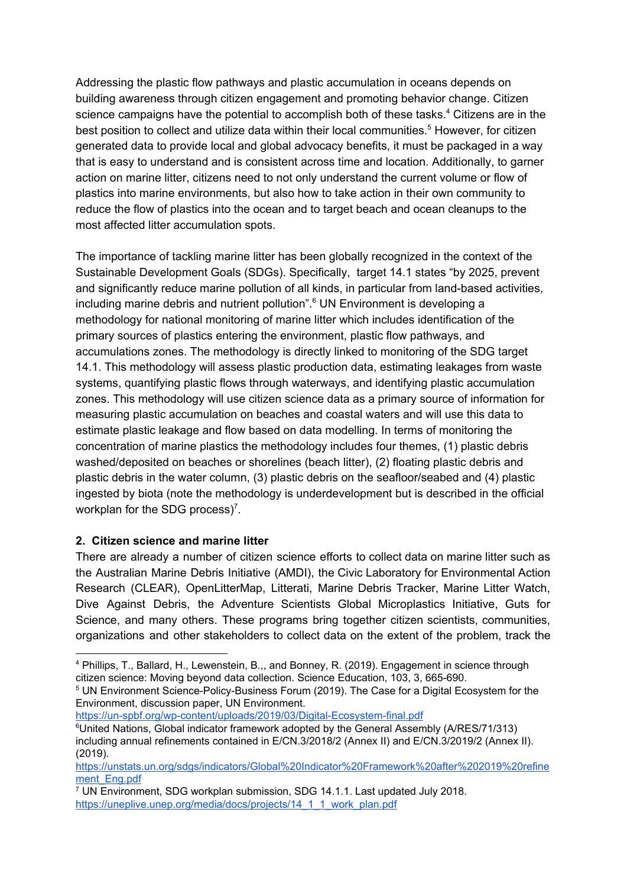Addressing the plastic flow pathways and plastic accumulation in oceans depends on building awareness through citizen engagement and promoting behavior change. Citizen science campaigns have the potential to accomplish both of these tasks.[4] Citizens are in the best position to collect and utilize data within their local communities.[5] However, for citizen generated data to provide local and global advocacy benefits, it must be packaged in a way that is easy to understand and is consistent across time and location. Additionally, to garner action on marine litter, citizens need to not only understand the current volume or flow of plastics into marine environments, but also how to take action in their own community to reduce the flow of plastics into the ocean and to target beach and ocean cleanups to the most affected litter accumulation spots.

The importance of tackling marine litter has been globally recognized in the context of the Sustainable Development Goals (SDGs). Specifically, target 14.1 states "by 2025, prevent and significantly reduce marine pollution of all kinds, in particular from land-based activities, including marine debris and nutrient pollution".[6] UN Environment is developing a methodology for national monitoring of marine litter which includes identification of the primary sources of plastics entering the environment, plastic flow pathways, and accumulations zones. The methodology is directly linked to monitoring of the SDG target 14.1. This methodology will assess plastic production data, estimating leakages from waste systems, quantifying plastic flows through waterways, and identifying plastic accumulation zones. This methodology will use citizen science data as a primary source of information for measuring plastic accumulation on beaches and coastal waters and will use this data to estimate plastic leakage and flow based on data modelling. In terms of monitoring the concentration of marine plastics the methodology includes four themes, (1) plastic debris washed/deposited on beaches or shorelines (beach litter), (2) floating plastic debris and plastic debris in the water column, (3) plastic debris on the seafloor/seabed and (4) plastic ingested by biota (note the methodology is underdevelopment but is described in the official workplan for the SDG process)[7].

## 2. Citizen science and marine litter

There are already a number of citizen science efforts to collect data on marine litter such as the Australian Marine Debris Initiative (AMDI), the Civic Laboratory for Environmental Action Research (CLEAR), OpenLitterMap, Litterati, Marine Debris Tracker, Marine Litter Watch, Dive Against Debris, the Adventure Scientists Global Microplastics Initiative, Guts for Science, and many others. These programs bring together citizen scientists, communities, organizations and other stakeholders to collect data on the extent of the problem, track the

---

[4] Phillips, T., Ballard, H., Lewenstein, B.,, and Bonney, R. (2019). Engagement in science through citizen science: Moving beyond data collection. Science Education, 103, 3, 665-690.

[5] UN Environment Science-Policy-Business Forum (2019). The Case for a Digital Ecosystem for the Environment, discussion paper, UN Environment. https://un-spbf.org/wp-content/uploads/2019/03/Digital-Ecosystem-final.pdf

[6] United Nations, Global indicator framework adopted by the General Assembly (A/RES/71/313) including annual refinements contained in E/CN.3/2018/2 (Annex II) and E/CN.3/2019/2 (Annex II). (2019). https://unstats.un.org/sdgs/indicators/Global%20Indicator%20Framework%20after%202019%20refinement_Eng.pdf

[7] UN Environment, SDG workplan submission, SDG 14.1.1. Last updated July 2018. https://uneplive.unep.org/media/docs/projects/14_1_1_work_plan.pdf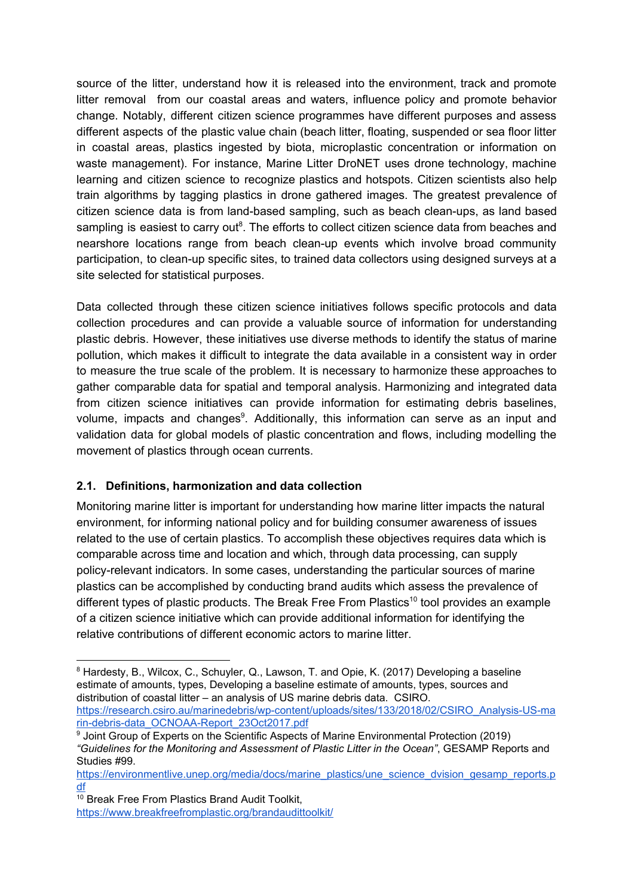source of the litter, understand how it is released into the environment, track and promote litter removal from our coastal areas and waters, influence policy and promote behavior change. Notably, different citizen science programmes have different purposes and assess different aspects of the plastic value chain (beach litter, floating, suspended or sea floor litter in coastal areas, plastics ingested by biota, microplastic concentration or information on waste management). For instance, Marine Litter DroNET uses drone technology, machine learning and citizen science to recognize plastics and hotspots. Citizen scientists also help train algorithms by tagging plastics in drone gathered images. The greatest prevalence of citizen science data is from land-based sampling, such as beach clean-ups, as land based sampling is easiest to carry out[8]. The efforts to collect citizen science data from beaches and nearshore locations range from beach clean-up events which involve broad community participation, to clean-up specific sites, to trained data collectors using designed surveys at a site selected for statistical purposes.

Data collected through these citizen science initiatives follows specific protocols and data collection procedures and can provide a valuable source of information for understanding plastic debris. However, these initiatives use diverse methods to identify the status of marine pollution, which makes it difficult to integrate the data available in a consistent way in order to measure the true scale of the problem. It is necessary to harmonize these approaches to gather comparable data for spatial and temporal analysis. Harmonizing and integrated data from citizen science initiatives can provide information for estimating debris baselines, volume, impacts and changes[9]. Additionally, this information can serve as an input and validation data for global models of plastic concentration and flows, including modelling the movement of plastics through ocean currents.

### 2.1. Definitions, harmonization and data collection

Monitoring marine litter is important for understanding how marine litter impacts the natural environment, for informing national policy and for building consumer awareness of issues related to the use of certain plastics. To accomplish these objectives requires data which is comparable across time and location and which, through data processing, can supply policy-relevant indicators. In some cases, understanding the particular sources of marine plastics can be accomplished by conducting brand audits which assess the prevalence of different types of plastic products. The Break Free From Plastics[10] tool provides an example of a citizen science initiative which can provide additional information for identifying the relative contributions of different economic actors to marine litter.

---

[8] Hardesty, B., Wilcox, C., Schuyler, Q., Lawson, T. and Opie, K. (2017) Developing a baseline estimate of amounts, types, Developing a baseline estimate of amounts, types, sources and distribution of coastal litter – an analysis of US marine debris data. CSIRO. https://research.csiro.au/marinedebris/wp-content/uploads/sites/133/2018/02/CSIRO_Analysis-US-marin-debris-data_OCNOAA-Report_23Oct2017.pdf

[9] Joint Group of Experts on the Scientific Aspects of Marine Environmental Protection (2019) *"Guidelines for the Monitoring and Assessment of Plastic Litter in the Ocean"*, GESAMP Reports and Studies #99. https://environmentlive.unep.org/media/docs/marine_plastics/une_science_dvision_gesamp_reports.pdf

[10] Break Free From Plastics Brand Audit Toolkit, https://www.breakfreefromplastic.org/brandaudittoolkit/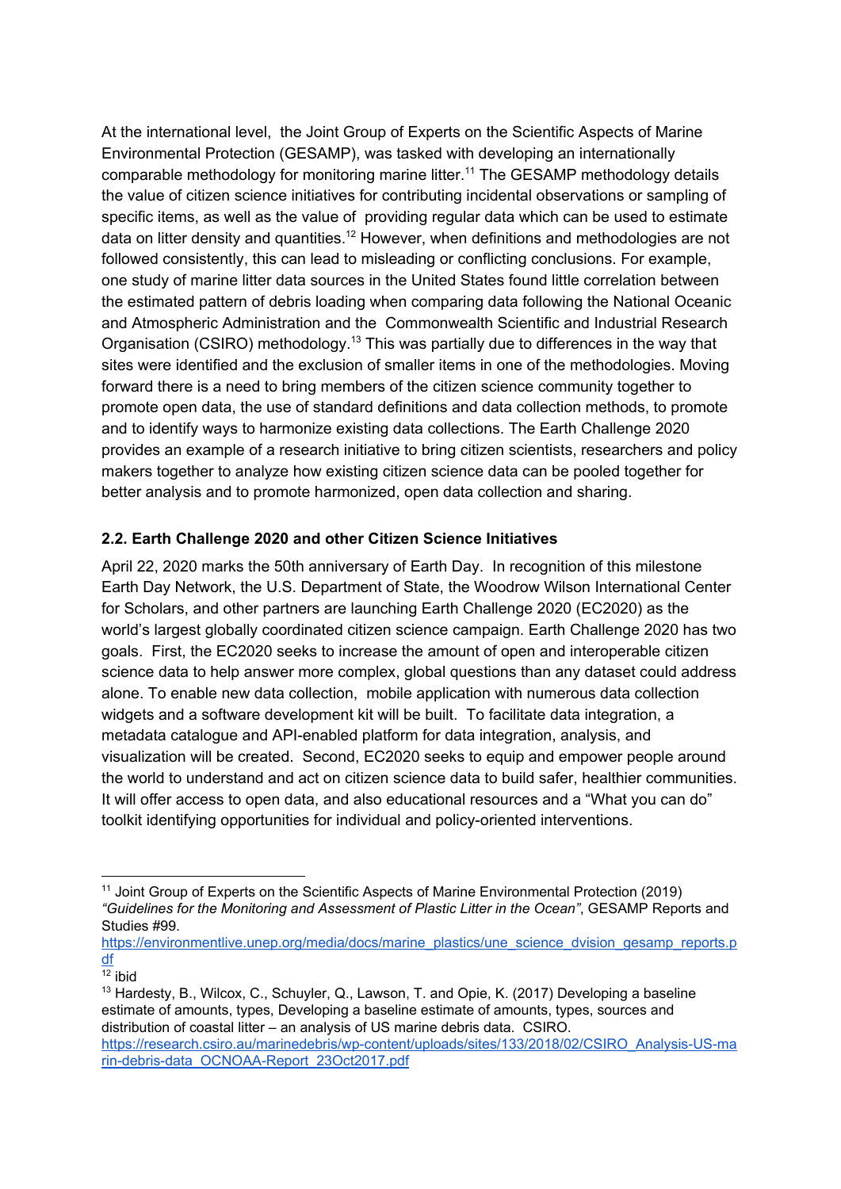At the international level, the Joint Group of Experts on the Scientific Aspects of Marine Environmental Protection (GESAMP), was tasked with developing an internationally comparable methodology for monitoring marine litter.[11] The GESAMP methodology details the value of citizen science initiatives for contributing incidental observations or sampling of specific items, as well as the value of providing regular data which can be used to estimate data on litter density and quantities.[12] However, when definitions and methodologies are not followed consistently, this can lead to misleading or conflicting conclusions. For example, one study of marine litter data sources in the United States found little correlation between the estimated pattern of debris loading when comparing data following the National Oceanic and Atmospheric Administration and the Commonwealth Scientific and Industrial Research Organisation (CSIRO) methodology.[13] This was partially due to differences in the way that sites were identified and the exclusion of smaller items in one of the methodologies. Moving forward there is a need to bring members of the citizen science community together to promote open data, the use of standard definitions and data collection methods, to promote and to identify ways to harmonize existing data collections. The Earth Challenge 2020 provides an example of a research initiative to bring citizen scientists, researchers and policy makers together to analyze how existing citizen science data can be pooled together for better analysis and to promote harmonized, open data collection and sharing.

### 2.2. Earth Challenge 2020 and other Citizen Science Initiatives

April 22, 2020 marks the 50th anniversary of Earth Day. In recognition of this milestone Earth Day Network, the U.S. Department of State, the Woodrow Wilson International Center for Scholars, and other partners are launching Earth Challenge 2020 (EC2020) as the world's largest globally coordinated citizen science campaign. Earth Challenge 2020 has two goals. First, the EC2020 seeks to increase the amount of open and interoperable citizen science data to help answer more complex, global questions than any dataset could address alone. To enable new data collection, mobile application with numerous data collection widgets and a software development kit will be built. To facilitate data integration, a metadata catalogue and API-enabled platform for data integration, analysis, and visualization will be created. Second, EC2020 seeks to equip and empower people around the world to understand and act on citizen science data to build safer, healthier communities. It will offer access to open data, and also educational resources and a "What you can do" toolkit identifying opportunities for individual and policy-oriented interventions.

---

[11] Joint Group of Experts on the Scientific Aspects of Marine Environmental Protection (2019) *"Guidelines for the Monitoring and Assessment of Plastic Litter in the Ocean"*, GESAMP Reports and Studies #99.
https://environmentlive.unep.org/media/docs/marine_plastics/une_science_dvision_gesamp_reports.pdf

[12] ibid

[13] Hardesty, B., Wilcox, C., Schuyler, Q., Lawson, T. and Opie, K. (2017) Developing a baseline estimate of amounts, types, Developing a baseline estimate of amounts, types, sources and distribution of coastal litter – an analysis of US marine debris data. CSIRO.
https://research.csiro.au/marinedebris/wp-content/uploads/sites/133/2018/02/CSIRO_Analysis-US-marin-debris-data_OCNOAA-Report_23Oct2017.pdf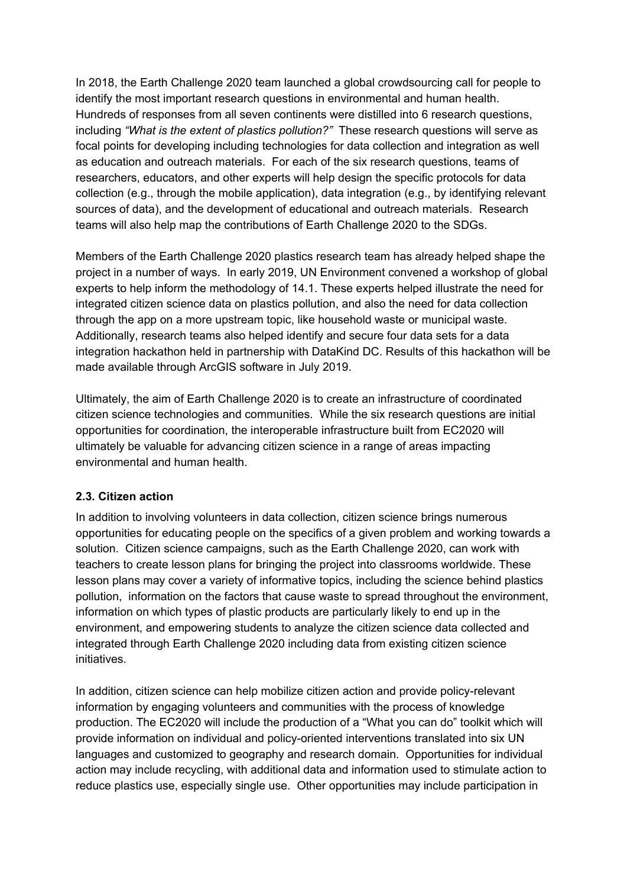In 2018, the Earth Challenge 2020 team launched a global crowdsourcing call for people to identify the most important research questions in environmental and human health. Hundreds of responses from all seven continents were distilled into 6 research questions, including *"What is the extent of plastics pollution?"* These research questions will serve as focal points for developing including technologies for data collection and integration as well as education and outreach materials. For each of the six research questions, teams of researchers, educators, and other experts will help design the specific protocols for data collection (e.g., through the mobile application), data integration (e.g., by identifying relevant sources of data), and the development of educational and outreach materials. Research teams will also help map the contributions of Earth Challenge 2020 to the SDGs.

Members of the Earth Challenge 2020 plastics research team has already helped shape the project in a number of ways. In early 2019, UN Environment convened a workshop of global experts to help inform the methodology of 14.1. These experts helped illustrate the need for integrated citizen science data on plastics pollution, and also the need for data collection through the app on a more upstream topic, like household waste or municipal waste. Additionally, research teams also helped identify and secure four data sets for a data integration hackathon held in partnership with DataKind DC. Results of this hackathon will be made available through ArcGIS software in July 2019.

Ultimately, the aim of Earth Challenge 2020 is to create an infrastructure of coordinated citizen science technologies and communities. While the six research questions are initial opportunities for coordination, the interoperable infrastructure built from EC2020 will ultimately be valuable for advancing citizen science in a range of areas impacting environmental and human health.

### 2.3. Citizen action

In addition to involving volunteers in data collection, citizen science brings numerous opportunities for educating people on the specifics of a given problem and working towards a solution. Citizen science campaigns, such as the Earth Challenge 2020, can work with teachers to create lesson plans for bringing the project into classrooms worldwide. These lesson plans may cover a variety of informative topics, including the science behind plastics pollution, information on the factors that cause waste to spread throughout the environment, information on which types of plastic products are particularly likely to end up in the environment, and empowering students to analyze the citizen science data collected and integrated through Earth Challenge 2020 including data from existing citizen science initiatives.

In addition, citizen science can help mobilize citizen action and provide policy-relevant information by engaging volunteers and communities with the process of knowledge production. The EC2020 will include the production of a "What you can do" toolkit which will provide information on individual and policy-oriented interventions translated into six UN languages and customized to geography and research domain. Opportunities for individual action may include recycling, with additional data and information used to stimulate action to reduce plastics use, especially single use. Other opportunities may include participation in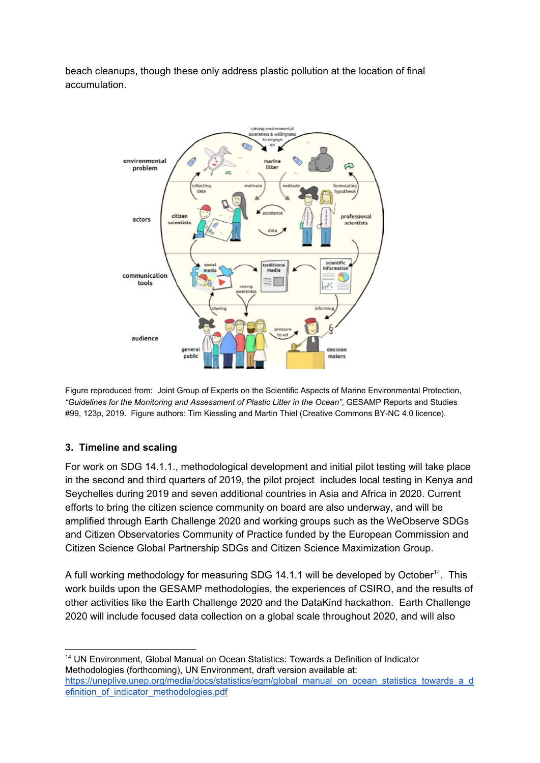beach cleanups, though these only address plastic pollution at the location of final accumulation.

raising environmental awareness & willingness to engage on

environmental problem

marine litter

collecting data

motivate

motivate

formulating hypothesis

actors

citizen scientists

assistance

data

professional scientists

social media

traditional media

scientific information

communication tools

raising awareness

sharing

informing

audience

pressure to act

general public

decision makers

Figure reproduced from: Joint Group of Experts on the Scientific Aspects of Marine Environmental Protection, *"Guidelines for the Monitoring and Assessment of Plastic Litter in the Ocean"*, GESAMP Reports and Studies #99, 123p, 2019. Figure authors: Tim Kiessling and Martin Thiel (Creative Commons BY-NC 4.0 licence).

### 3. Timeline and scaling

For work on SDG 14.1.1., methodological development and initial pilot testing will take place in the second and third quarters of 2019, the pilot project includes local testing in Kenya and Seychelles during 2019 and seven additional countries in Asia and Africa in 2020. Current efforts to bring the citizen science community on board are also underway, and will be amplified through Earth Challenge 2020 and working groups such as the WeObserve SDGs and Citizen Observatories Community of Practice funded by the European Commission and Citizen Science Global Partnership SDGs and Citizen Science Maximization Group.

A full working methodology for measuring SDG 14.1.1 will be developed by October[14]. This work builds upon the GESAMP methodologies, the experiences of CSIRO, and the results of other activities like the Earth Challenge 2020 and the DataKind hackathon. Earth Challenge 2020 will include focused data collection on a global scale throughout 2020, and will also

[14] UN Environment, Global Manual on Ocean Statistics: Towards a Definition of Indicator Methodologies (forthcoming), UN Environment, draft version available at: https://uneplive.unep.org/media/docs/statistics/egm/global_manual_on_ocean_statistics_towards_a_definition_of_indicator_methodologies.pdf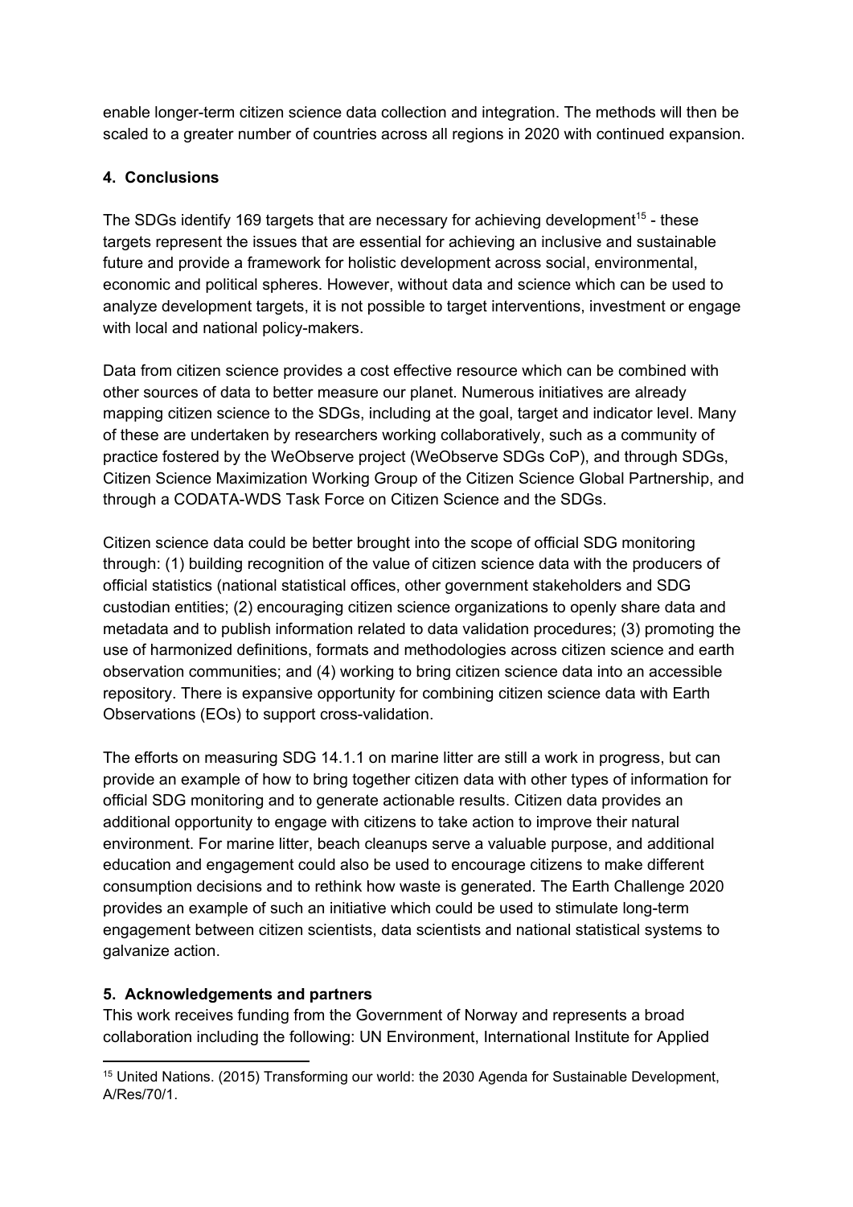enable longer-term citizen science data collection and integration. The methods will then be scaled to a greater number of countries across all regions in 2020 with continued expansion.

## 4. Conclusions

The SDGs identify 169 targets that are necessary for achieving development[15] - these targets represent the issues that are essential for achieving an inclusive and sustainable future and provide a framework for holistic development across social, environmental, economic and political spheres. However, without data and science which can be used to analyze development targets, it is not possible to target interventions, investment or engage with local and national policy-makers.

Data from citizen science provides a cost effective resource which can be combined with other sources of data to better measure our planet. Numerous initiatives are already mapping citizen science to the SDGs, including at the goal, target and indicator level. Many of these are undertaken by researchers working collaboratively, such as a community of practice fostered by the WeObserve project (WeObserve SDGs CoP), and through SDGs, Citizen Science Maximization Working Group of the Citizen Science Global Partnership, and through a CODATA-WDS Task Force on Citizen Science and the SDGs.

Citizen science data could be better brought into the scope of official SDG monitoring through: (1) building recognition of the value of citizen science data with the producers of official statistics (national statistical offices, other government stakeholders and SDG custodian entities; (2) encouraging citizen science organizations to openly share data and metadata and to publish information related to data validation procedures; (3) promoting the use of harmonized definitions, formats and methodologies across citizen science and earth observation communities; and (4) working to bring citizen science data into an accessible repository. There is expansive opportunity for combining citizen science data with Earth Observations (EOs) to support cross-validation.

The efforts on measuring SDG 14.1.1 on marine litter are still a work in progress, but can provide an example of how to bring together citizen data with other types of information for official SDG monitoring and to generate actionable results. Citizen data provides an additional opportunity to engage with citizens to take action to improve their natural environment. For marine litter, beach cleanups serve a valuable purpose, and additional education and engagement could also be used to encourage citizens to make different consumption decisions and to rethink how waste is generated. The Earth Challenge 2020 provides an example of such an initiative which could be used to stimulate long-term engagement between citizen scientists, data scientists and national statistical systems to galvanize action.

## 5. Acknowledgements and partners

This work receives funding from the Government of Norway and represents a broad collaboration including the following: UN Environment, International Institute for Applied

[15] United Nations. (2015) Transforming our world: the 2030 Agenda for Sustainable Development, A/Res/70/1.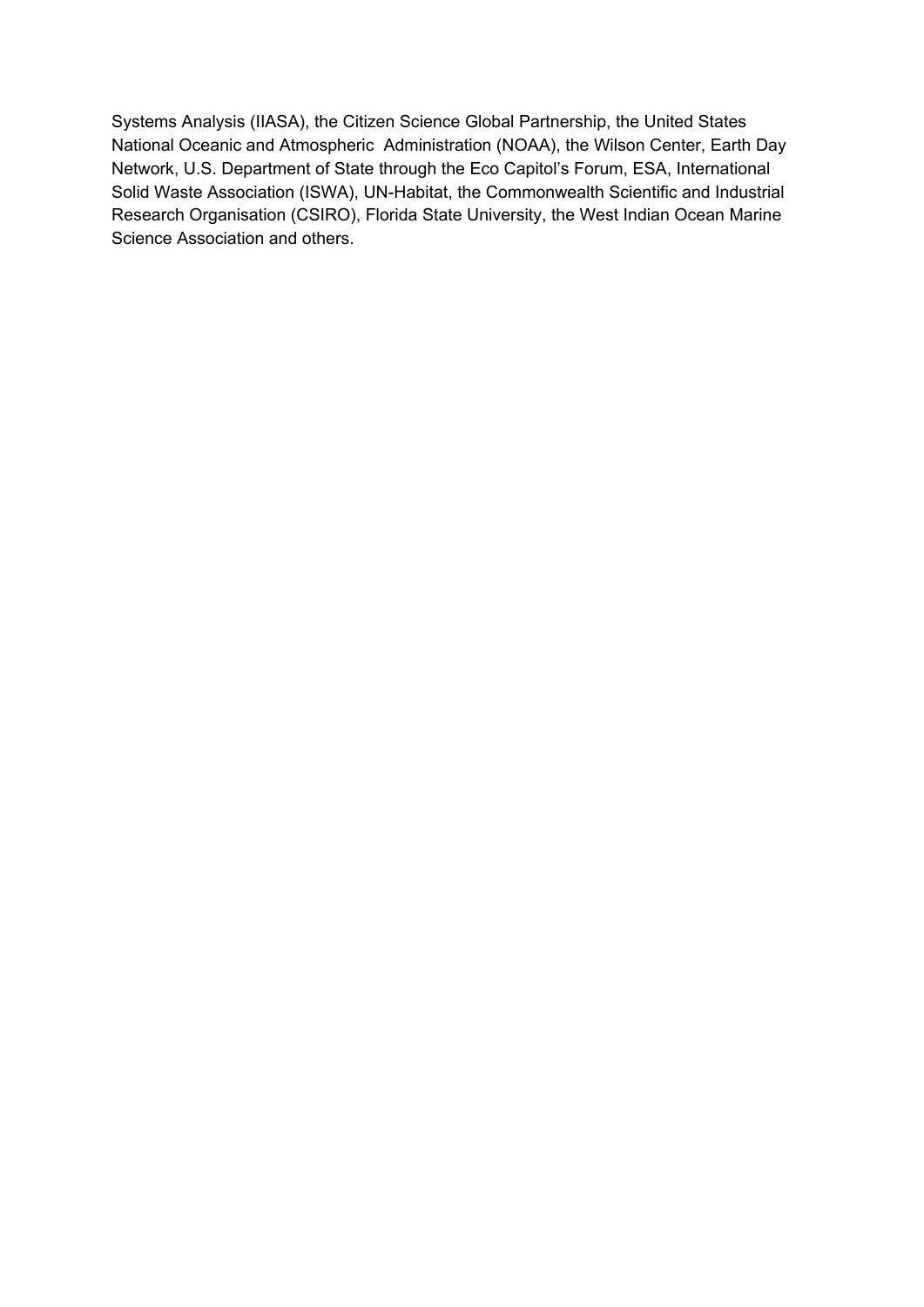Systems Analysis (IIASA), the Citizen Science Global Partnership, the United States National Oceanic and Atmospheric Administration (NOAA), the Wilson Center, Earth Day Network, U.S. Department of State through the Eco Capitol's Forum, ESA, International Solid Waste Association (ISWA), UN-Habitat, the Commonwealth Scientific and Industrial Research Organisation (CSIRO), Florida State University, the West Indian Ocean Marine Science Association and others.